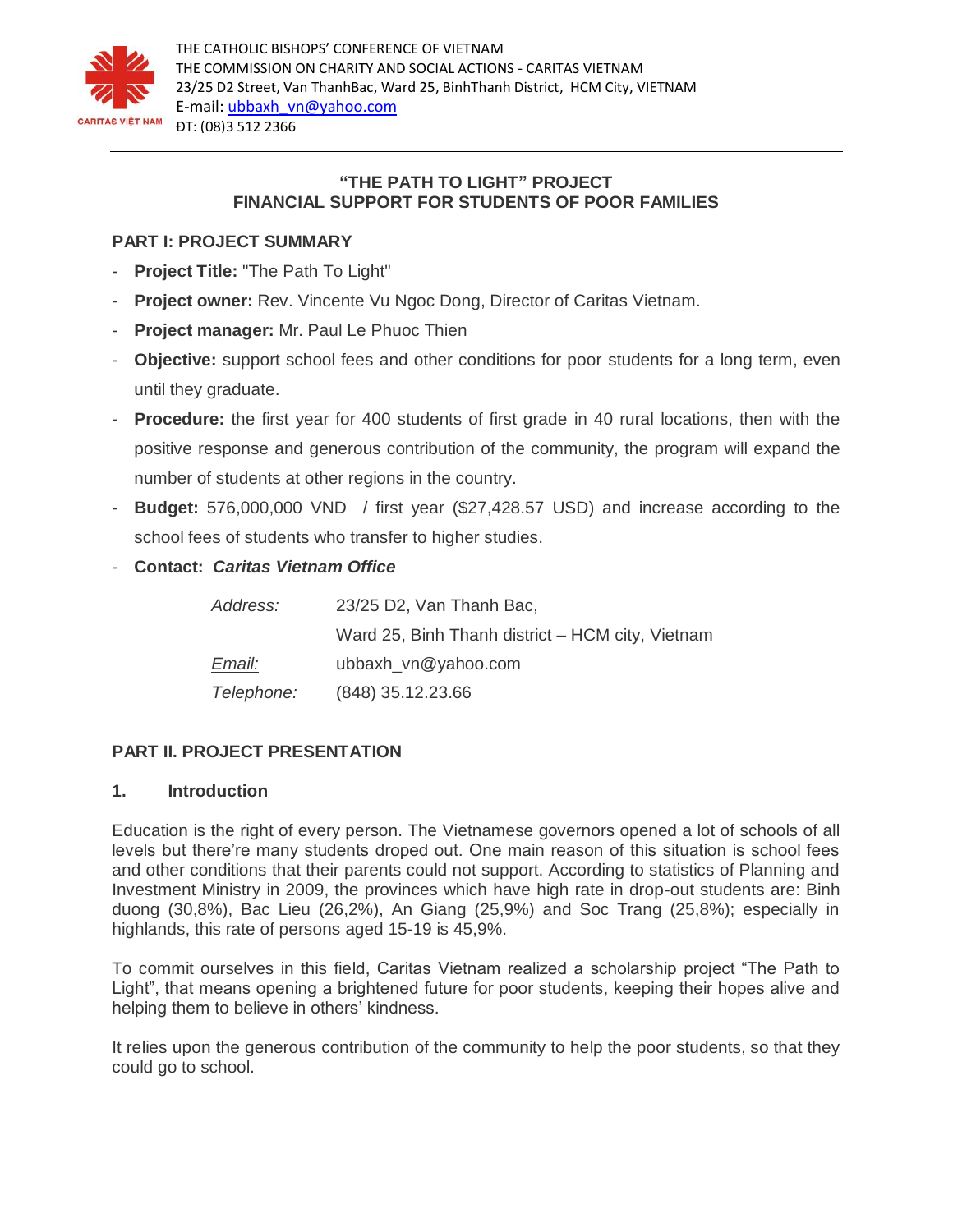THE CATHOLIC BISHOPS' CONFERENCE OF VIETNAM
THE COMMISSION ON CHARITY AND SOCIAL ACTIONS - CARITAS VIETNAM
23/25 D2 Street, Van ThanhBac, Ward 25, BinhThanh District, HCM City, VIETNAM
E-mail: ubbaxh_vn@yahoo.com
ĐT: (08)3 512 2366

# "THE PATH TO LIGHT" PROJECT
# FINANCIAL SUPPORT FOR STUDENTS OF POOR FAMILIES

## PART I: PROJECT SUMMARY

- **Project Title:** "The Path To Light"
- **Project owner:** Rev. Vincente Vu Ngoc Dong, Director of Caritas Vietnam.
- **Project manager:** Mr. Paul Le Phuoc Thien
- **Objective:** support school fees and other conditions for poor students for a long term, even until they graduate.
- **Procedure:** the first year for 400 students of first grade in 40 rural locations, then with the positive response and generous contribution of the community, the program will expand the number of students at other regions in the country.
- **Budget:** 576,000,000 VND / first year ($27,428.57 USD) and increase according to the school fees of students who transfer to higher studies.
- **Contact:** ***Caritas Vietnam Office***

| | |
|---|---|
| *Address:* | 23/25 D2, Van Thanh Bac, |
| | Ward 25, Binh Thanh district – HCM city, Vietnam |
| *Email:* | ubbaxh_vn@yahoo.com |
| *Telephone:* | (848) 35.12.23.66 |

## PART II. PROJECT PRESENTATION

### 1. Introduction

Education is the right of every person. The Vietnamese governors opened a lot of schools of all levels but there're many students droped out. One main reason of this situation is school fees and other conditions that their parents could not support. According to statistics of Planning and Investment Ministry in 2009, the provinces which have high rate in drop-out students are: Binh duong (30,8%), Bac Lieu (26,2%), An Giang (25,9%) and Soc Trang (25,8%); especially in highlands, this rate of persons aged 15-19 is 45,9%.

To commit ourselves in this field, Caritas Vietnam realized a scholarship project "The Path to Light", that means opening a brightened future for poor students, keeping their hopes alive and helping them to believe in others' kindness.

It relies upon the generous contribution of the community to help the poor students, so that they could go to school.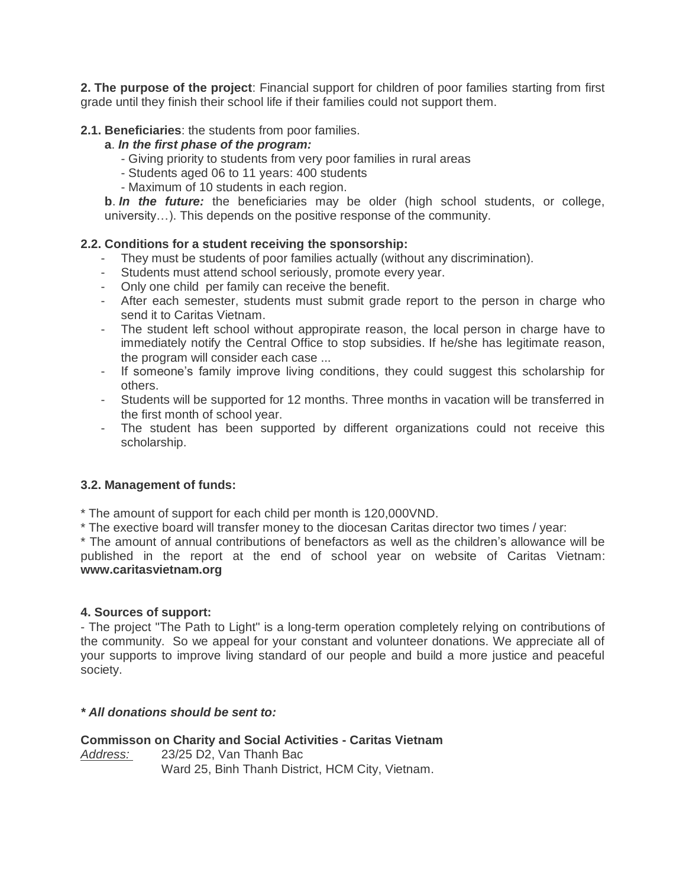**2. The purpose of the project**: Financial support for children of poor families starting from first grade until they finish their school life if their families could not support them.

**2.1. Beneficiaries**: the students from poor families.

**a**. ***In the first phase of the program:***

- Giving priority to students from very poor families in rural areas
- Students aged 06 to 11 years: 400 students
- Maximum of 10 students in each region.

**b**. ***In the future:*** the beneficiaries may be older (high school students, or college, university…). This depends on the positive response of the community.

**2.2. Conditions for a student receiving the sponsorship:**

- They must be students of poor families actually (without any discrimination).
- Students must attend school seriously, promote every year.
- Only one child per family can receive the benefit.
- After each semester, students must submit grade report to the person in charge who send it to Caritas Vietnam.
- The student left school without appropirate reason, the local person in charge have to immediately notify the Central Office to stop subsidies. If he/she has legitimate reason, the program will consider each case ...
- If someone's family improve living conditions, they could suggest this scholarship for others.
- Students will be supported for 12 months. Three months in vacation will be transferred in the first month of school year.
- The student has been supported by different organizations could not receive this scholarship.

**3.2. Management of funds:**

* The amount of support for each child per month is 120,000VND.

* The exective board will transfer money to the diocesan Caritas director two times / year:

* The amount of annual contributions of benefactors as well as the children's allowance will be published in the report at the end of school year on website of Caritas Vietnam: **www.caritasvietnam.org**

**4. Sources of support:**

- The project "The Path to Light" is a long-term operation completely relying on contributions of the community. So we appeal for your constant and volunteer donations. We appreciate all of your supports to improve living standard of our people and build a more justice and peaceful society.

***\* All donations should be sent to:***

**Commisson on Charity and Social Activities - Caritas Vietnam**

*Address:* 23/25 D2, Van Thanh Bac
Ward 25, Binh Thanh District, HCM City, Vietnam.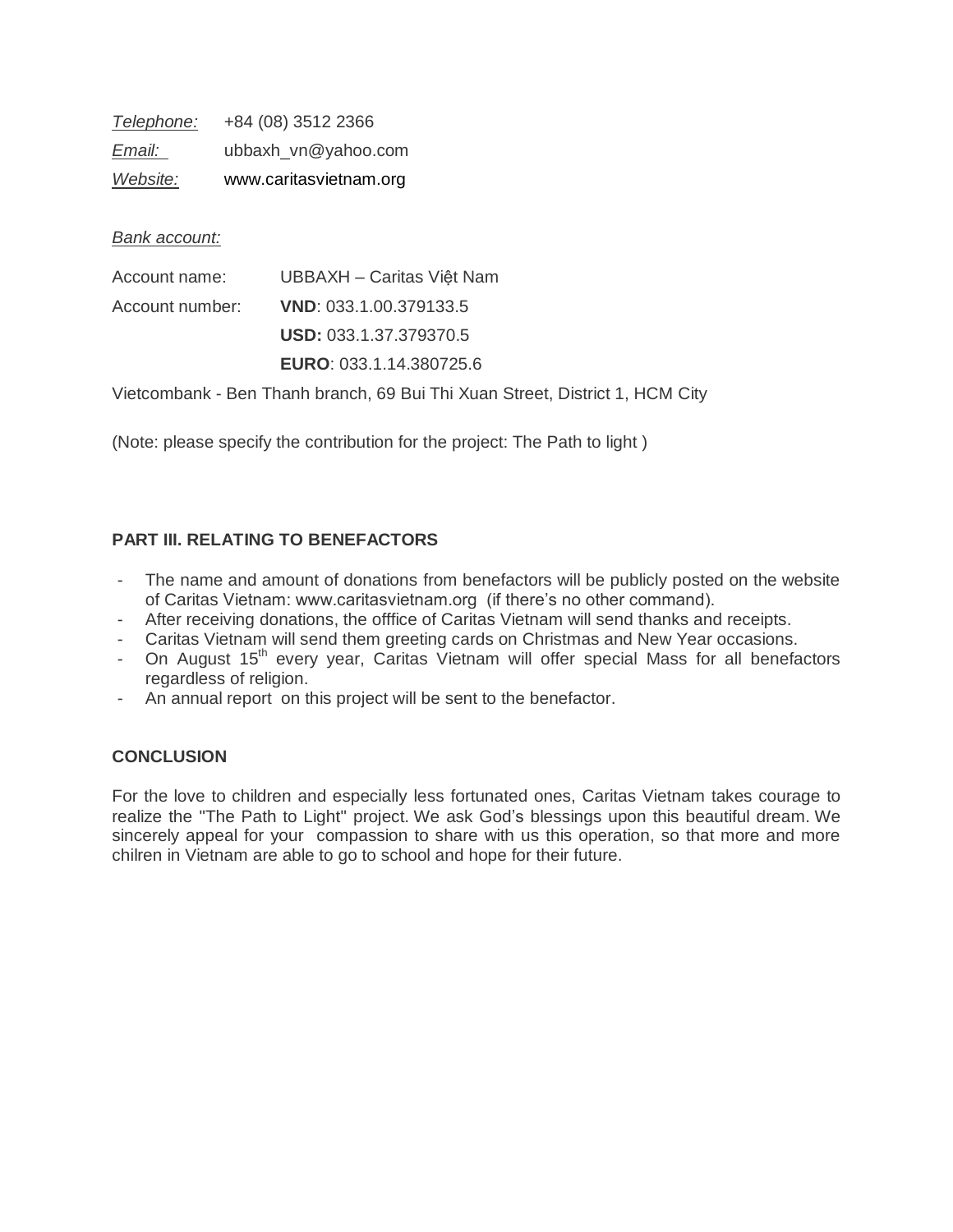*Telephone:* +84 (08) 3512 2366

*Email:* ubbaxh_vn@yahoo.com

*Website:* www.caritasvietnam.org

*Bank account:*

| | |
|---|---|
| Account name: | UBBAXH – Caritas Việt Nam |
| Account number: | **VND**: 033.1.00.379133.5 |
| | **USD:** 033.1.37.379370.5 |
| | **EURO**: 033.1.14.380725.6 |

Vietcombank - Ben Thanh branch, 69 Bui Thi Xuan Street, District 1, HCM City

(Note: please specify the contribution for the project: The Path to light )

## PART III. RELATING TO BENEFACTORS

- The name and amount of donations from benefactors will be publicly posted on the website of Caritas Vietnam: www.caritasvietnam.org (if there's no other command).
- After receiving donations, the offfice of Caritas Vietnam will send thanks and receipts.
- Caritas Vietnam will send them greeting cards on Christmas and New Year occasions.
- On August 15th every year, Caritas Vietnam will offer special Mass for all benefactors regardless of religion.
- An annual report on this project will be sent to the benefactor.

## CONCLUSION

For the love to children and especially less fortunated ones, Caritas Vietnam takes courage to realize the "The Path to Light" project. We ask God's blessings upon this beautiful dream. We sincerely appeal for your compassion to share with us this operation, so that more and more chilren in Vietnam are able to go to school and hope for their future.